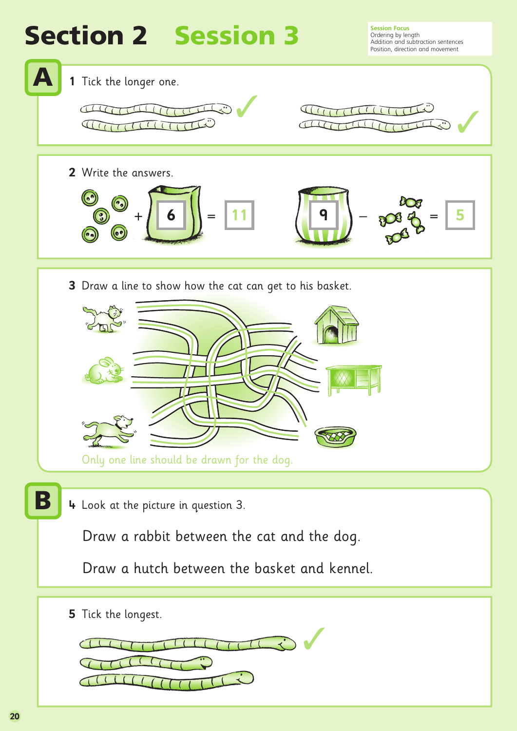# Section 2 Session 3

**Session Focus**
Ordering by length
Addition and subtraction sentences
Position, direction and movement

## A

**1** Tick the longer one.

✓ ✓

**2** Write the answers.

+ 6 = 11

9 − = 5

**3** Draw a line to show how the cat can get to his basket.

Only one line should be drawn for the dog.

## B

**4** Look at the picture in question 3.

Draw a rabbit between the cat and the dog.

Draw a hutch between the basket and kennel.

**5** Tick the longest.

✓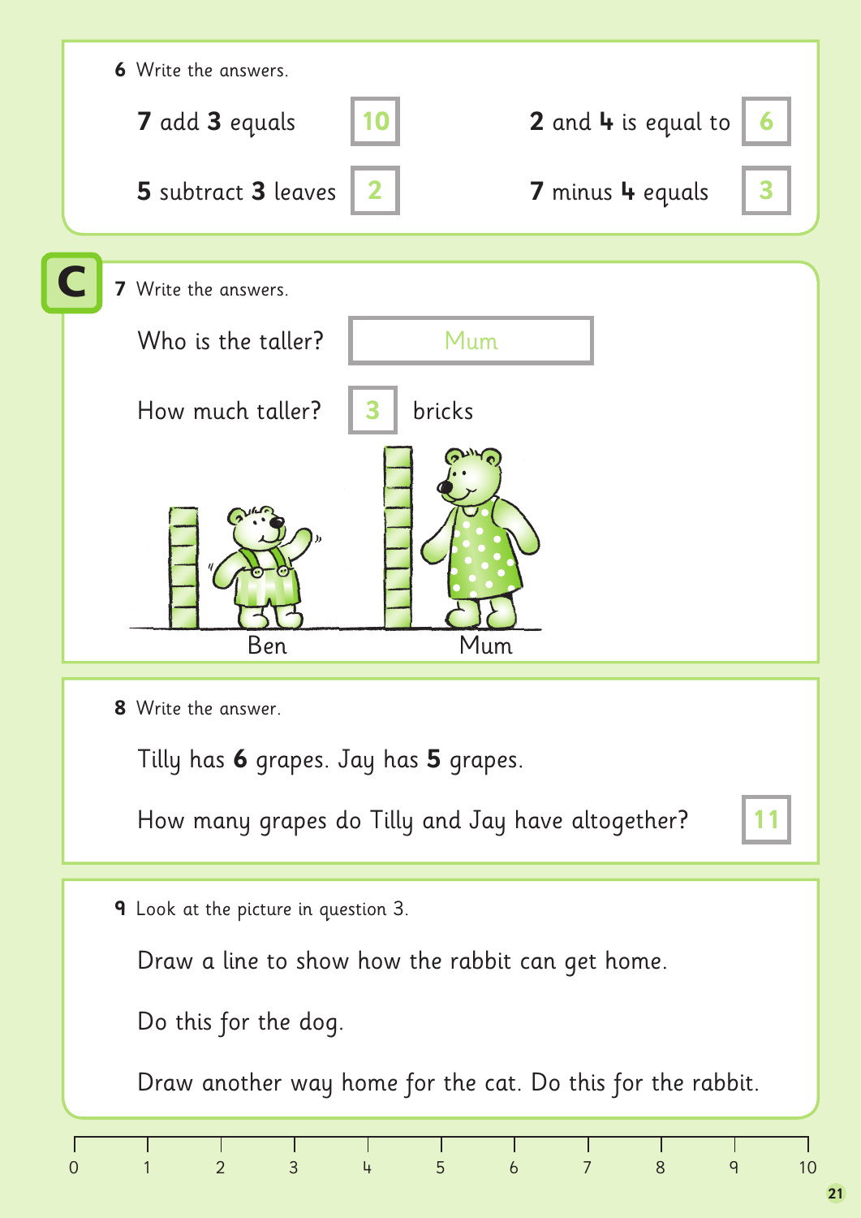**6** Write the answers.

**7** add **3** equals 10

**2** and **4** is equal to 6

**5** subtract **3** leaves 2

**7** minus **4** equals 3

**C**

**7** Write the answers.

Who is the taller? Mum

How much taller? 3 bricks

Ben

Mum

**8** Write the answer.

Tilly has **6** grapes. Jay has **5** grapes.

How many grapes do Tilly and Jay have altogether? 11

**9** Look at the picture in question 3.

Draw a line to show how the rabbit can get home.

Do this for the dog.

Draw another way home for the cat. Do this for the rabbit.

0 1 2 3 4 5 6 7 8 9 10